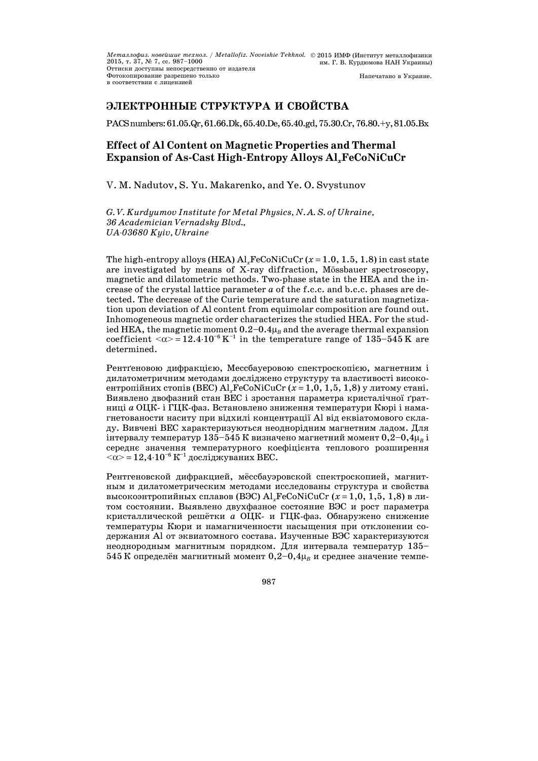## ЭЛЕКТРОННЫЕ СТРУКТУРА И СВОЙСТВА

PACS numbers: 61.05.Qr, 61.66.Dk, 65.40.De, 65.40.gd, 75.30.Cr, 76.80.+y, 81.05.Bx

# Effect of Al Content on Magnetic Properties and Thermal Expansion of As-Cast High-Entropy Alloys $Al_x$FeCoNiCuCr

V. M. Nadutov, S. Yu. Makarenko, and Ye. O. Svystunov

*G. V. Kurdyumov Institute for Metal Physics, N.A.S. of Ukraine,*
*36 Academician Vernadsky Blvd.,*
*UA-03680 Kyiv, Ukraine*

The high-entropy alloys (HEA) $Al_x$FeCoNiCuCr ($x = 1.0$, 1.5, 1.8) in cast state are investigated by means of X-ray diffraction, Mössbauer spectroscopy, magnetic and dilatometric methods. Two-phase state in the HEA and the increase of the crystal lattice parameter $a$ of the f.c.c. and b.c.c. phases are detected. The decrease of the Curie temperature and the saturation magnetization upon deviation of Al content from equimolar composition are found out. Inhomogeneous magnetic order characterizes the studied HEA. For the studied HEA, the magnetic moment $0.2$–$0.4\mu_B$ and the average thermal expansion coefficient $\langle\alpha\rangle = 12.4\cdot10^{-6}$ K$^{-1}$ in the temperature range of 135–545 K are determined.

Рентґеновою дифракцією, Мессбауеровою спектроскопією, магнетним і дилатометричним методами досліджено структуру та властивості високоентропійних стопів (ВЕС) $Al_x$FeCoNiCuCr ($x = 1{,}0$, 1,5, 1,8) у литому стані. Виявлено двофазний стан ВЕС і зростання параметра кристалічної ґратниці $a$ ОЦК- і ГЦК-фаз. Встановлено зниження температури Кюрі і намагнетованости наситу при відхилі концентрації Al від еквіатомового складу. Вивчені ВЕС характеризуються неоднорідним магнетним ладом. Для інтервалу температур 135–545 К визначено магнетний момент $0{,}2$–$0{,}4\mu_B$ і середнє значення температурного коефіцієнта теплового розширення $\langle\alpha\rangle = 12{,}4\cdot10^{-6}$ К$^{-1}$ досліджуваних ВЕС.

Рентгеновской дифракцией, мёссбауэровской спектроскопией, магнитным и дилатометрическим методами исследованы структура и свойства высокоэнтропийных сплавов (ВЭС) $Al_x$FeCoNiCuCr ($x = 1{,}0$, 1,5, 1,8) в литом состоянии. Выявлено двухфазное состояние ВЭС и рост параметра кристаллической решётки $a$ ОЦК- и ГЦК-фаз. Обнаружено снижение температуры Кюри и намагниченности насыщения при отклонении содержания Al от эквиатомного состава. Изученные ВЭС характеризуются неоднородным магнитным порядком. Для интервала температур 135–545 К определён магнитный момент $0{,}2$–$0{,}4\mu_B$ и среднее значение темпе-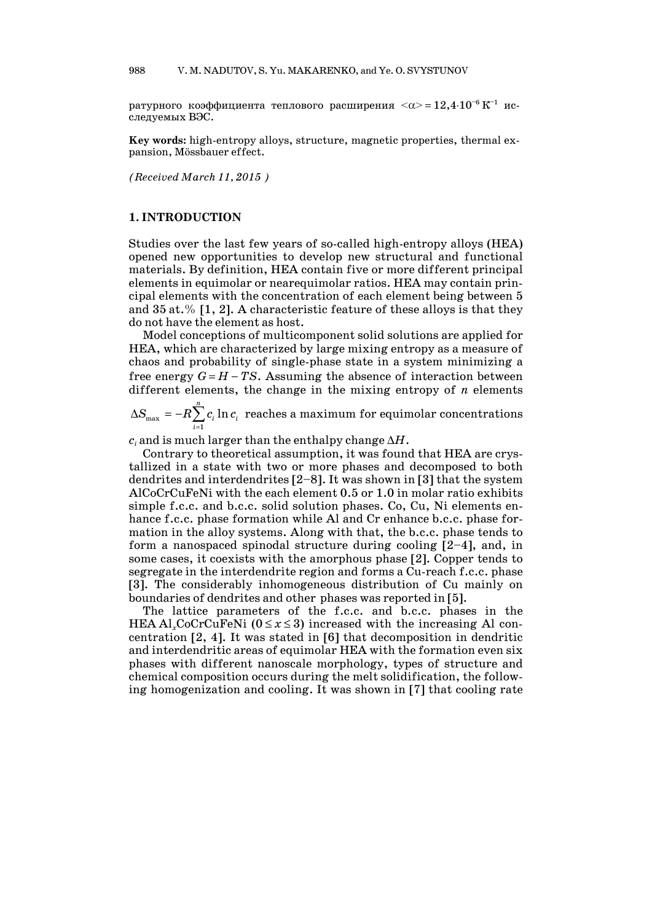ратурного коэффициента теплового расширения $<\alpha> = 12{,}4 \cdot 10^{-6}$ K$^{-1}$ исследуемых ВЭС.

**Key words:** high-entropy alloys, structure, magnetic properties, thermal expansion, Mössbauer effect.

*(Received March 11, 2015)*

## 1. INTRODUCTION

Studies over the last few years of so-called high-entropy alloys (HEA) opened new opportunities to develop new structural and functional materials. By definition, HEA contain five or more different principal elements in equimolar or nearequimolar ratios. HEA may contain principal elements with the concentration of each element being between 5 and 35 at.% [1, 2]. A characteristic feature of these alloys is that they do not have the element as host.

Model conceptions of multicomponent solid solutions are applied for HEA, which are characterized by large mixing entropy as a measure of chaos and probability of single-phase state in a system minimizing a free energy $G = H - TS$. Assuming the absence of interaction between different elements, the change in the mixing entropy of $n$ elements $\Delta S_{\max} = -R\sum_{i=1}^{n} c_i \ln c_i$ reaches a maximum for equimolar concentrations $c_i$ and is much larger than the enthalpy change $\Delta H$.

Contrary to theoretical assumption, it was found that HEA are crystallized in a state with two or more phases and decomposed to both dendrites and interdendrites [2–8]. It was shown in [3] that the system AlCoCrCuFeNi with the each element 0.5 or 1.0 in molar ratio exhibits simple f.c.c. and b.c.c. solid solution phases. Co, Cu, Ni elements enhance f.c.c. phase formation while Al and Cr enhance b.c.c. phase formation in the alloy systems. Along with that, the b.c.c. phase tends to form a nanospaced spinodal structure during cooling [2–4], and, in some cases, it coexists with the amorphous phase [2]. Copper tends to segregate in the interdendrite region and forms a Cu-reach f.c.c. phase [3]. The considerably inhomogeneous distribution of Cu mainly on boundaries of dendrites and other phases was reported in [5].

The lattice parameters of the f.c.c. and b.c.c. phases in the HEA $Al_xCoCrCuFeNi$ ($0 \le x \le 3$) increased with the increasing Al concentration [2, 4]. It was stated in [6] that decomposition in dendritic and interdendritic areas of equimolar HEA with the formation even six phases with different nanoscale morphology, types of structure and chemical composition occurs during the melt solidification, the following homogenization and cooling. It was shown in [7] that cooling rate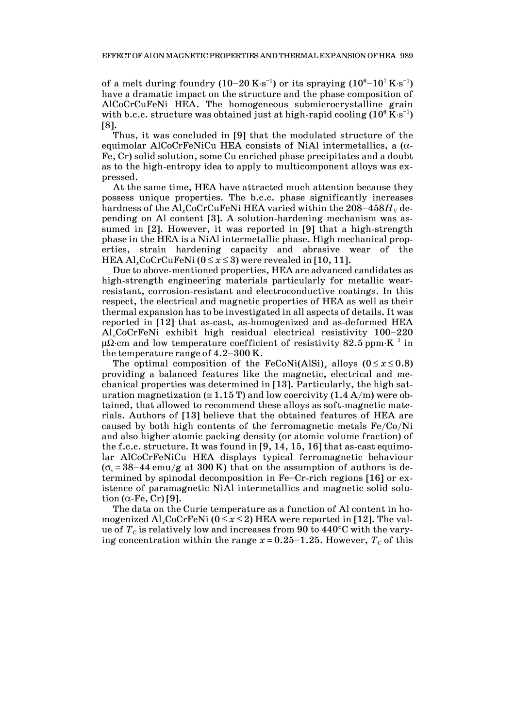of a melt during foundry ($10–20$ K·s$^{-1}$) or its spraying ($10^6–10^7$ K·s$^{-1}$) have a dramatic impact on the structure and the phase composition of AlCoCrCuFeNi HEA. The homogeneous submicrocrystalline grain with b.c.c. structure was obtained just at high-rapid cooling ($10^6$ K·s$^{-1}$) [8].

Thus, it was concluded in [9] that the modulated structure of the equimolar AlCoCrFeNiCu HEA consists of NiAl intermetallics, a ($\alpha$-Fe, Cr) solid solution, some Cu enriched phase precipitates and a doubt as to the high-entropy idea to apply to multicomponent alloys was expressed.

At the same time, HEA have attracted much attention because they possess unique properties. The b.c.c. phase significantly increases hardness of the $Al_x$CoCrCuFeNi HEA varied within the $208–458H_V$ depending on Al content [3]. A solution-hardening mechanism was assumed in [2]. However, it was reported in [9] that a high-strength phase in the HEA is a NiAl intermetallic phase. High mechanical properties, strain hardening capacity and abrasive wear of the HEA $Al_x$CoCrCuFeNi ($0 \leq x \leq 3$) were revealed in [10, 11].

Due to above-mentioned properties, HEA are advanced candidates as high-strength engineering materials particularly for metallic wear-resistant, corrosion-resistant and electroconductive coatings. In this respect, the electrical and magnetic properties of HEA as well as their thermal expansion has to be investigated in all aspects of details. It was reported in [12] that as-cast, as-homogenized and as-deformed HEA $Al_x$CoCrFeNi exhibit high residual electrical resistivity 100–220 $\mu\Omega$·cm and low temperature coefficient of resistivity 82.5 ppm·K$^{-1}$ in the temperature range of 4.2–300 K.

The optimal composition of the FeCoNi(AlSi)$_x$ alloys ($0 \leq x \leq 0.8$) providing a balanced features like the magnetic, electrical and mechanical properties was determined in [13]. Particularly, the high saturation magnetization ($\cong 1.15$ T) and low coercivity (1.4 A/m) were obtained, that allowed to recommend these alloys as soft-magnetic materials. Authors of [13] believe that the obtained features of HEA are caused by both high contents of the ferromagnetic metals Fe/Co/Ni and also higher atomic packing density (or atomic volume fraction) of the f.c.c. structure. It was found in [9, 14, 15, 16] that as-cast equimolar AlCoCrFeNiCu HEA displays typical ferromagnetic behaviour ($\sigma_s \cong 38–44$ emu/g at 300 K) that on the assumption of authors is determined by spinodal decomposition in Fe–Cr-rich regions [16] or existence of paramagnetic NiAl intermetallics and magnetic solid solution ($\alpha$-Fe, Cr) [9].

The data on the Curie temperature as a function of Al content in homogenized $Al_x$CoCrFeNi ($0 \leq x \leq 2$) HEA were reported in [12]. The value of $T_C$ is relatively low and increases from 90 to 440°C with the varying concentration within the range $x = 0.25–1.25$. However, $T_C$ of this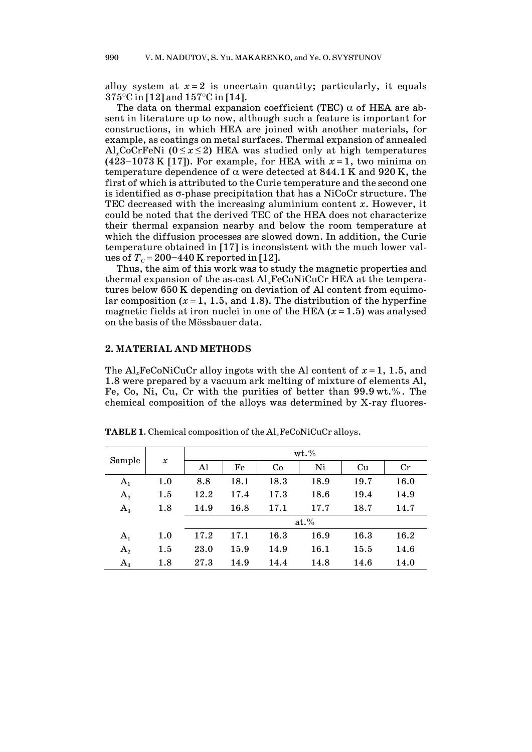alloy system at $x = 2$ is uncertain quantity; particularly, it equals 375°C in [12] and 157°C in [14].

The data on thermal expansion coefficient (TEC) $\alpha$ of HEA are absent in literature up to now, although such a feature is important for constructions, in which HEA are joined with another materials, for example, as coatings on metal surfaces. Thermal expansion of annealed $Al_xCoCrFeNi$ ($0 \le x \le 2$) HEA was studied only at high temperatures (423–1073 K [17]). For example, for HEA with $x = 1$, two minima on temperature dependence of $\alpha$ were detected at 844.1 K and 920 K, the first of which is attributed to the Curie temperature and the second one is identified as σ-phase precipitation that has a NiCoCr structure. The TEC decreased with the increasing aluminium content $x$. However, it could be noted that the derived TEC of the HEA does not characterize their thermal expansion nearby and below the room temperature at which the diffusion processes are slowed down. In addition, the Curie temperature obtained in [17] is inconsistent with the much lower values of $T_C$ = 200–440 K reported in [12].

Thus, the aim of this work was to study the magnetic properties and thermal expansion of the as-cast $Al_xFeCoNiCuCr$ HEA at the temperatures below 650 K depending on deviation of Al content from equimolar composition ($x = 1$, 1.5, and 1.8). The distribution of the hyperfine magnetic fields at iron nuclei in one of the HEA ($x = 1.5$) was analysed on the basis of the Mössbauer data.

## 2. MATERIAL AND METHODS

The $Al_xFeCoNiCuCr$ alloy ingots with the Al content of $x = 1$, 1.5, and 1.8 were prepared by a vacuum ark melting of mixture of elements Al, Fe, Co, Ni, Cu, Cr with the purities of better than 99.9 wt.%. The chemical composition of the alloys was determined by X-ray fluores-

**TABLE 1.** Chemical composition of the $Al_xFeCoNiCuCr$ alloys.

| Sample | $x$ | wt.% | | | | | |
|---|---|---|---|---|---|---|---|
| | | Al | Fe | Co | Ni | Cu | Cr |
| $A_1$ | 1.0 | 8.8 | 18.1 | 18.3 | 18.9 | 19.7 | 16.0 |
| $A_2$ | 1.5 | 12.2 | 17.4 | 17.3 | 18.6 | 19.4 | 14.9 |
| $A_3$ | 1.8 | 14.9 | 16.8 | 17.1 | 17.7 | 18.7 | 14.7 |
| | | at.% | | | | | |
| $A_1$ | 1.0 | 17.2 | 17.1 | 16.3 | 16.9 | 16.3 | 16.2 |
| $A_2$ | 1.5 | 23.0 | 15.9 | 14.9 | 16.1 | 15.5 | 14.6 |
| $A_3$ | 1.8 | 27.3 | 14.9 | 14.4 | 14.8 | 14.6 | 14.0 |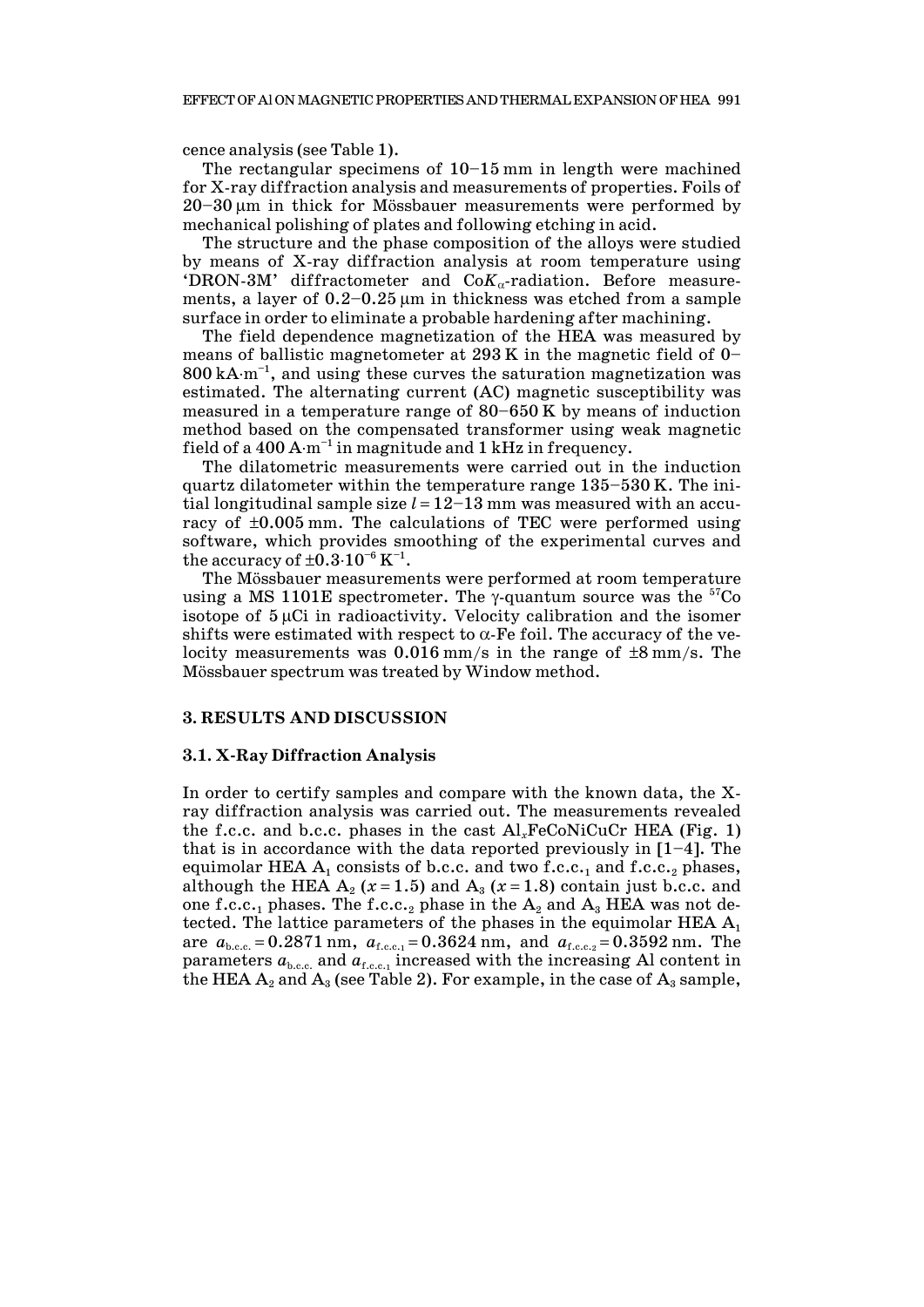cence analysis (see Table 1).

The rectangular specimens of 10–15 mm in length were machined for X-ray diffraction analysis and measurements of properties. Foils of 20–30 μm in thick for Mössbauer measurements were performed by mechanical polishing of plates and following etching in acid.

The structure and the phase composition of the alloys were studied by means of X-ray diffraction analysis at room temperature using 'DRON-3M' diffractometer and $CoK_{\alpha}$-radiation. Before measurements, a layer of 0.2–0.25 μm in thickness was etched from a sample surface in order to eliminate a probable hardening after machining.

The field dependence magnetization of the HEA was measured by means of ballistic magnetometer at 293 K in the magnetic field of 0–800 $kA \cdot m^{-1}$, and using these curves the saturation magnetization was estimated. The alternating current (AC) magnetic susceptibility was measured in a temperature range of 80–650 K by means of induction method based on the compensated transformer using weak magnetic field of a 400 $A \cdot m^{-1}$ in magnitude and 1 kHz in frequency.

The dilatometric measurements were carried out in the induction quartz dilatometer within the temperature range 135–530 K. The initial longitudinal sample size $l = 12$–$13$ mm was measured with an accuracy of ±0.005 mm. The calculations of TEC were performed using software, which provides smoothing of the experimental curves and the accuracy of $\pm 0.3 \cdot 10^{-6}\ K^{-1}$.

The Mössbauer measurements were performed at room temperature using a MS 1101E spectrometer. The γ-quantum source was the $^{57}Co$ isotope of 5 μCi in radioactivity. Velocity calibration and the isomer shifts were estimated with respect to α-Fe foil. The accuracy of the velocity measurements was 0.016 mm/s in the range of ±8 mm/s. The Mössbauer spectrum was treated by Window method.

## 3. RESULTS AND DISCUSSION

### 3.1. X-Ray Diffraction Analysis

In order to certify samples and compare with the known data, the X-ray diffraction analysis was carried out. The measurements revealed the f.c.c. and b.c.c. phases in the cast $Al_xFeCoNiCuCr$ HEA (Fig. 1) that is in accordance with the data reported previously in [1–4]. The equimolar HEA $A_1$ consists of b.c.c. and two f.c.c.$_1$ and f.c.c.$_2$ phases, although the HEA $A_2$ ($x = 1.5$) and $A_3$ ($x = 1.8$) contain just b.c.c. and one f.c.c.$_1$ phases. The f.c.c.$_2$ phase in the $A_2$ and $A_3$ HEA was not detected. The lattice parameters of the phases in the equimolar HEA $A_1$ are $a_{b.c.c.} = 0.2871$ nm, $a_{f.c.c._1} = 0.3624$ nm, and $a_{f.c.c._2} = 0.3592$ nm. The parameters $a_{b.c.c.}$ and $a_{f.c.c._1}$ increased with the increasing Al content in the HEA $A_2$ and $A_3$ (see Table 2). For example, in the case of $A_3$ sample,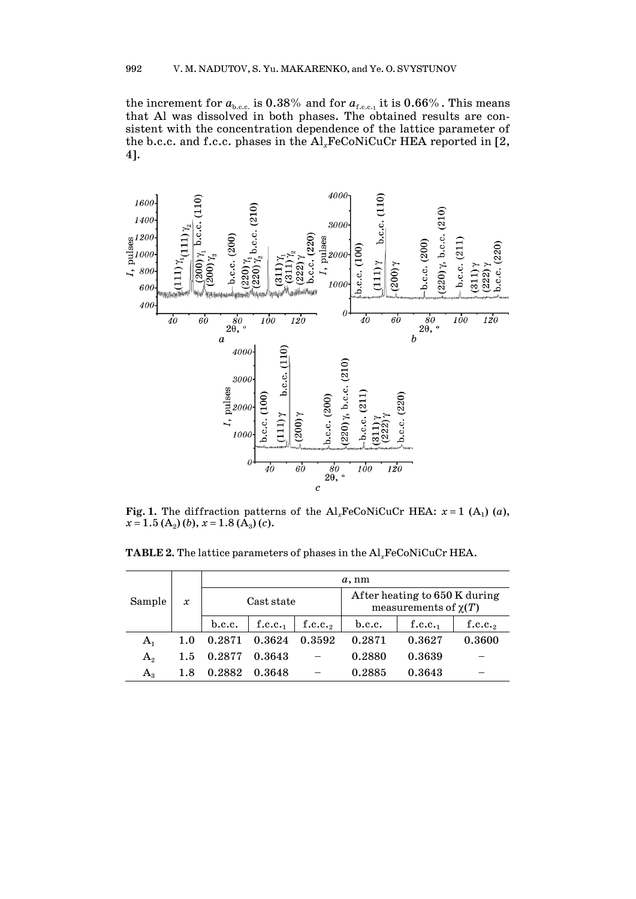the increment for $a_{b.c.c.}$ is 0.38% and for $a_{f.c.c._1}$ it is 0.66%. This means that Al was dissolved in both phases. The obtained results are consistent with the concentration dependence of the lattice parameter of the b.c.c. and f.c.c. phases in the $Al_x$FeCoNiCuCr HEA reported in [2, 4].

**Fig. 1.** The diffraction patterns of the $Al_x$FeCoNiCuCr HEA: $x = 1$ ($A_1$) (*a*), $x = 1.5$ ($A_2$) (*b*), $x = 1.8$ ($A_3$) (*c*).

**TABLE 2.** The lattice parameters of phases in the $Al_x$FeCoNiCuCr HEA.

| Sample | $x$ | $a$, nm | | | | | |
|---|---|---|---|---|---|---|---|
| | | Cast state | | | After heating to 650 K during measurements of $\chi(T)$ | | |
| | | b.c.c. | f.c.c.$_1$ | f.c.c.$_2$ | b.c.c. | f.c.c.$_1$ | f.c.c.$_2$ |
| $A_1$ | 1.0 | 0.2871 | 0.3624 | 0.3592 | 0.2871 | 0.3627 | 0.3600 |
| $A_2$ | 1.5 | 0.2877 | 0.3643 | – | 0.2880 | 0.3639 | – |
| $A_3$ | 1.8 | 0.2882 | 0.3648 | – | 0.2885 | 0.3643 | – |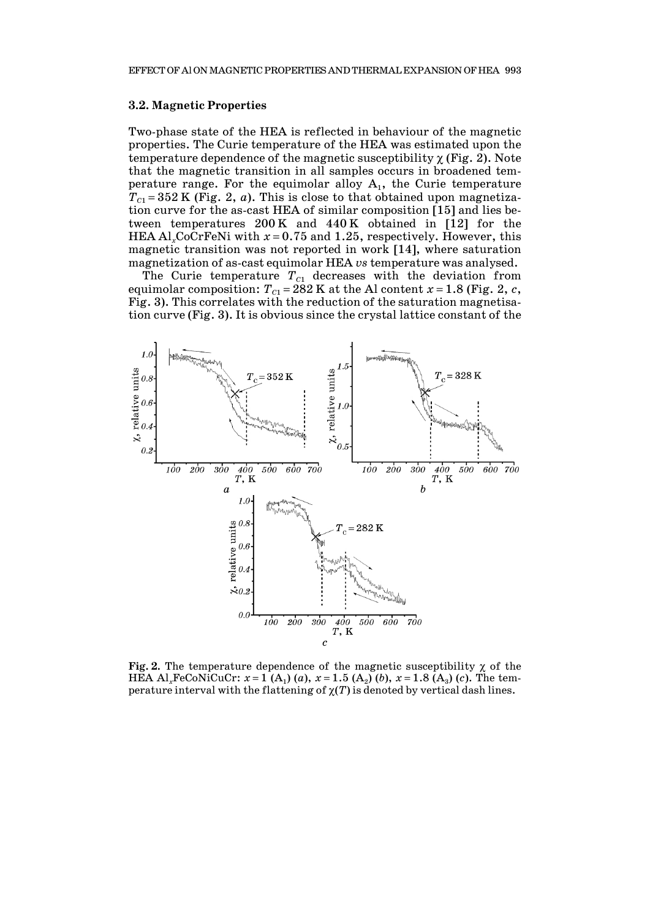### 3.2. Magnetic Properties

Two-phase state of the HEA is reflected in behaviour of the magnetic properties. The Curie temperature of the HEA was estimated upon the temperature dependence of the magnetic susceptibility $\chi$ (Fig. 2). Note that the magnetic transition in all samples occurs in broadened temperature range. For the equimolar alloy $A_1$, the Curie temperature $T_{C1} = 352$ K (Fig. 2, *a*). This is close to that obtained upon magnetization curve for the as-cast HEA of similar composition [15] and lies between temperatures 200 K and 440 K obtained in [12] for the HEA $Al_x$CoCrFeNi with $x = 0.75$ and 1.25, respectively. However, this magnetic transition was not reported in work [14], where saturation magnetization of as-cast equimolar HEA *vs* temperature was analysed.

The Curie temperature $T_{C1}$ decreases with the deviation from equimolar composition: $T_{C1} = 282$ K at the Al content $x = 1.8$ (Fig. 2, *c*, Fig. 3). This correlates with the reduction of the saturation magnetisation curve (Fig. 3). It is obvious since the crystal lattice constant of the

**Fig. 2.** The temperature dependence of the magnetic susceptibility $\chi$ of the HEA $Al_x$FeCoNiCuCr: $x = 1$ ($A_1$) (*a*), $x = 1.5$ ($A_2$) (*b*), $x = 1.8$ ($A_3$) (*c*). The temperature interval with the flattening of $\chi(T)$ is denoted by vertical dash lines.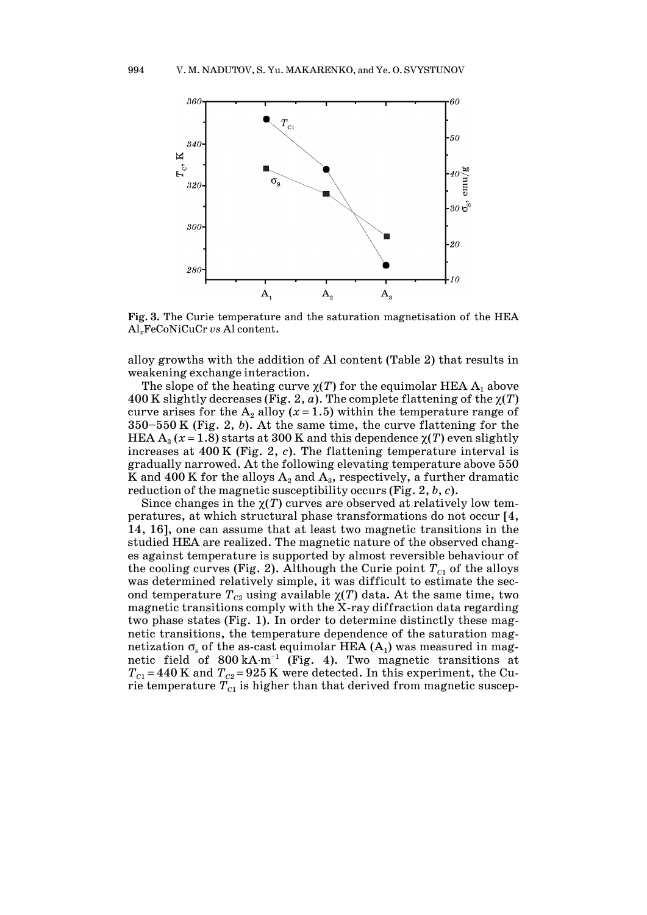**Fig. 3.** The Curie temperature and the saturation magnetisation of the HEA $Al_xFeCoNiCuCr$ *vs* Al content.

alloy growths with the addition of Al content (Table 2) that results in weakening exchange interaction.

The slope of the heating curve $\chi(T)$ for the equimolar HEA $A_1$ above 400 K slightly decreases (Fig. 2, *a*). The complete flattening of the $\chi(T)$ curve arises for the $A_2$ alloy ($x = 1.5$) within the temperature range of 350–550 K (Fig. 2, *b*). At the same time, the curve flattening for the HEA $A_3$ ($x = 1.8$) starts at 300 K and this dependence $\chi(T)$ even slightly increases at 400 K (Fig. 2, *c*). The flattening temperature interval is gradually narrowed. At the following elevating temperature above 550 K and 400 K for the alloys $A_2$ and $A_3$, respectively, a further dramatic reduction of the magnetic susceptibility occurs (Fig. 2, *b*, *c*).

Since changes in the $\chi(T)$ curves are observed at relatively low temperatures, at which structural phase transformations do not occur [4, 14, 16], one can assume that at least two magnetic transitions in the studied HEA are realized. The magnetic nature of the observed changes against temperature is supported by almost reversible behaviour of the cooling curves (Fig. 2). Although the Curie point $T_{C1}$ of the alloys was determined relatively simple, it was difficult to estimate the second temperature $T_{C2}$ using available $\chi(T)$ data. At the same time, two magnetic transitions comply with the X-ray diffraction data regarding two phase states (Fig. 1). In order to determine distinctly these magnetic transitions, the temperature dependence of the saturation magnetization $\sigma_s$ of the as-cast equimolar HEA ($A_1$) was measured in magnetic field of $800\ \text{kA}\cdot\text{m}^{-1}$ (Fig. 4). Two magnetic transitions at $T_{C1} = 440$ K and $T_{C2} = 925$ K were detected. In this experiment, the Curie temperature $T_{C1}$ is higher than that derived from magnetic suscep-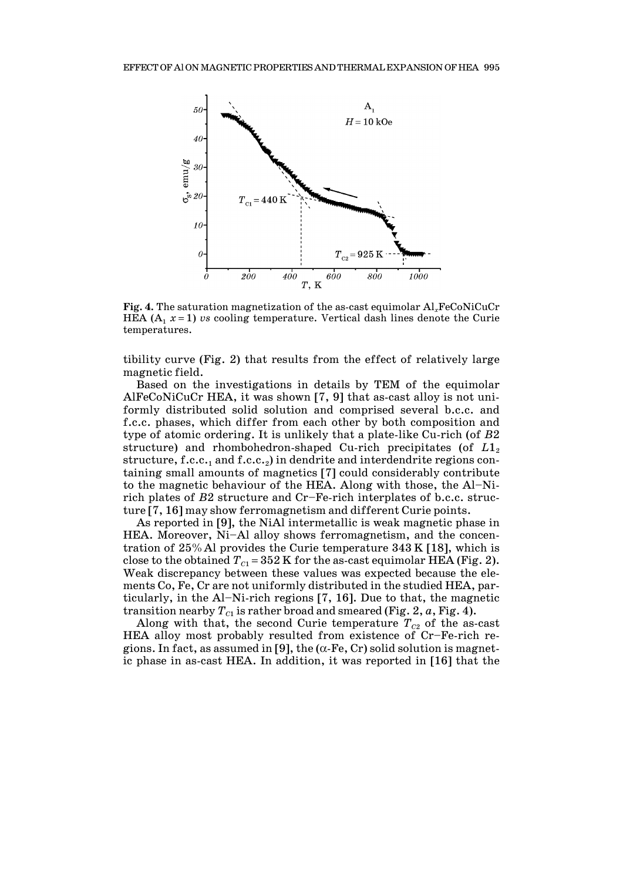**Fig. 4.** The saturation magnetization of the as-cast equimolar $Al_xFeCoNiCuCr$ HEA ($A_1$ $x = 1$) *vs* cooling temperature. Vertical dash lines denote the Curie temperatures.

tibility curve (Fig. 2) that results from the effect of relatively large magnetic field.

Based on the investigations in details by TEM of the equimolar AlFeCoNiCuCr HEA, it was shown [7, 9] that as-cast alloy is not uniformly distributed solid solution and comprised several b.c.c. and f.c.c. phases, which differ from each other by both composition and type of atomic ordering. It is unlikely that a plate-like Cu-rich (of *B*2 structure) and rhombohedron-shaped Cu-rich precipitates (of $L1_2$ structure, f.c.c.$_1$ and f.c.c.$_2$) in dendrite and interdendrite regions containing small amounts of magnetics [7] could considerably contribute to the magnetic behaviour of the HEA. Along with those, the Al–Ni-rich plates of *B*2 structure and Cr–Fe-rich interplates of b.c.c. structure [7, 16] may show ferromagnetism and different Curie points.

As reported in [9], the NiAl intermetallic is weak magnetic phase in HEA. Moreover, Ni–Al alloy shows ferromagnetism, and the concentration of 25% Al provides the Curie temperature 343 K [18], which is close to the obtained $T_{C1} = 352$ K for the as-cast equimolar HEA (Fig. 2). Weak discrepancy between these values was expected because the elements Co, Fe, Cr are not uniformly distributed in the studied HEA, particularly, in the Al–Ni-rich regions [7, 16]. Due to that, the magnetic transition nearby $T_{C1}$ is rather broad and smeared (Fig. 2, *a*, Fig. 4).

Along with that, the second Curie temperature $T_{C2}$ of the as-cast HEA alloy most probably resulted from existence of Cr–Fe-rich regions. In fact, as assumed in [9], the ($\alpha$-Fe, Cr) solid solution is magnetic phase in as-cast HEA. In addition, it was reported in [16] that the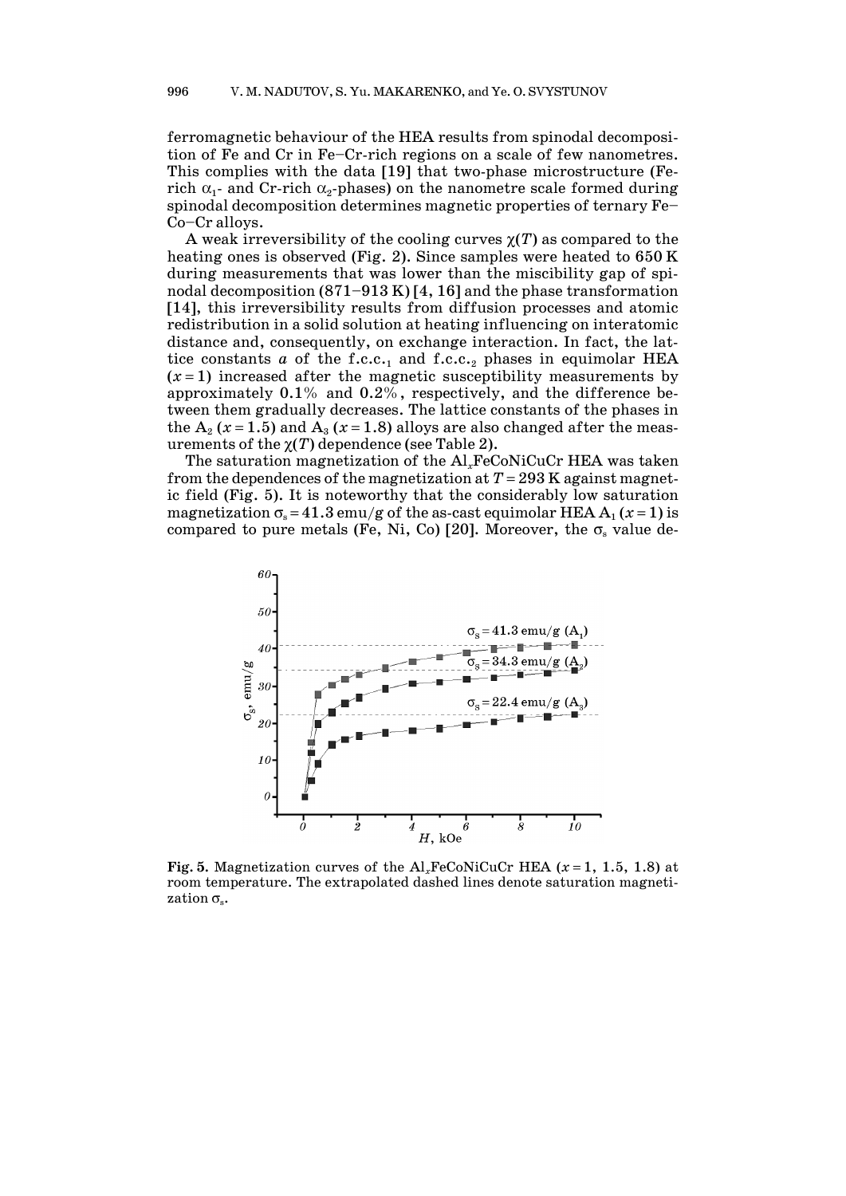ferromagnetic behaviour of the HEA results from spinodal decomposition of Fe and Cr in Fe–Cr-rich regions on a scale of few nanometres. This complies with the data [19] that two-phase microstructure (Fe-rich $\alpha_1$- and Cr-rich $\alpha_2$-phases) on the nanometre scale formed during spinodal decomposition determines magnetic properties of ternary Fe–Co–Cr alloys.

A weak irreversibility of the cooling curves $\chi(T)$ as compared to the heating ones is observed (Fig. 2). Since samples were heated to 650 K during measurements that was lower than the miscibility gap of spinodal decomposition (871–913 K) [4, 16] and the phase transformation [14], this irreversibility results from diffusion processes and atomic redistribution in a solid solution at heating influencing on interatomic distance and, consequently, on exchange interaction. In fact, the lattice constants $a$ of the f.c.c.$_1$ and f.c.c.$_2$ phases in equimolar HEA ($x = 1$) increased after the magnetic susceptibility measurements by approximately 0.1% and 0.2%, respectively, and the difference between them gradually decreases. The lattice constants of the phases in the $A_2$ ($x = 1.5$) and $A_3$ ($x = 1.8$) alloys are also changed after the measurements of the $\chi(T)$ dependence (see Table 2).

The saturation magnetization of the $Al_x$FeCoNiCuCr HEA was taken from the dependences of the magnetization at $T = 293$ K against magnetic field (Fig. 5). It is noteworthy that the considerably low saturation magnetization $\sigma_s = 41.3$ emu/g of the as-cast equimolar HEA $A_1$ ($x = 1$) is compared to pure metals (Fe, Ni, Co) [20]. Moreover, the $\sigma_s$ value de-

**Fig. 5.** Magnetization curves of the $Al_x$FeCoNiCuCr HEA ($x = 1$, 1.5, 1.8) at room temperature. The extrapolated dashed lines denote saturation magnetization $\sigma_s$.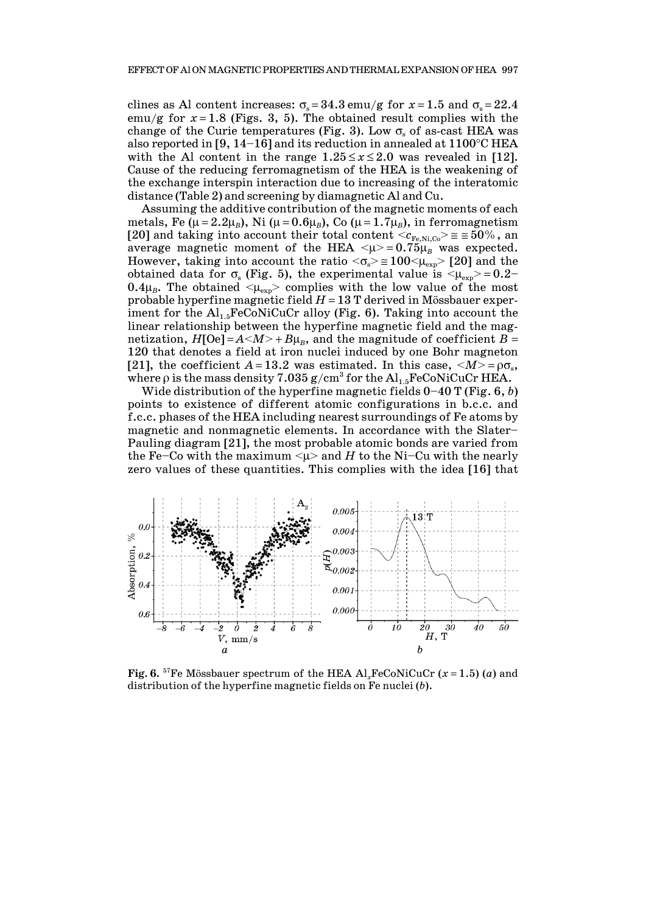clines as Al content increases: $\sigma_s = 34.3$ emu/g for $x = 1.5$ and $\sigma_s = 22.4$ emu/g for $x = 1.8$ (Figs. 3, 5). The obtained result complies with the change of the Curie temperatures (Fig. 3). Low $\sigma_s$ of as-cast HEA was also reported in [9, 14–16] and its reduction in annealed at 1100°C HEA with the Al content in the range $1.25 \leq x \leq 2.0$ was revealed in [12]. Cause of the reducing ferromagnetism of the HEA is the weakening of the exchange interspin interaction due to increasing of the interatomic distance (Table 2) and screening by diamagnetic Al and Cu.

Assuming the additive contribution of the magnetic moments of each metals, Fe ($\mu = 2.2\mu_B$), Ni ($\mu = 0.6\mu_B$), Co ($\mu = 1.7\mu_B$), in ferromagnetism [20] and taking into account their total content $\langle c_{\mathrm{Fe,Ni,Co}} \rangle \cong \cong 50\%$, an average magnetic moment of the HEA $\langle\mu\rangle = 0.75\mu_B$ was expected. However, taking into account the ratio $\langle\sigma_s\rangle \cong 100\langle\mu_{\mathrm{exp}}\rangle$ [20] and the obtained data for $\sigma_s$ (Fig. 5), the experimental value is $\langle\mu_{\mathrm{exp}}\rangle = 0.2$–$0.4\mu_B$. The obtained $\langle\mu_{\mathrm{exp}}\rangle$ complies with the low value of the most probable hyperfine magnetic field $H = 13$ T derived in Mössbauer experiment for the $Al_{1.5}$FeCoNiCuCr alloy (Fig. 6). Taking into account the linear relationship between the hyperfine magnetic field and the magnetization, $H[\mathrm{Oe}] = A\langle M\rangle + B\mu_B$, and the magnitude of coefficient $B = 120$ that denotes a field at iron nuclei induced by one Bohr magneton [21], the coefficient $A = 13.2$ was estimated. In this case, $\langle M\rangle = \rho\sigma_s$, where $\rho$ is the mass density 7.035 g/cm$^3$ for the $Al_{1.5}$FeCoNiCuCr HEA.

Wide distribution of the hyperfine magnetic fields 0–40 T (Fig. 6, *b*) points to existence of different atomic configurations in b.c.c. and f.c.c. phases of the HEA including nearest surroundings of Fe atoms by magnetic and nonmagnetic elements. In accordance with the Slater–Pauling diagram [21], the most probable atomic bonds are varied from the Fe–Co with the maximum $\langle\mu\rangle$ and $H$ to the Ni–Cu with the nearly zero values of these quantities. This complies with the idea [16] that

**Fig. 6.** $^{57}$Fe Mössbauer spectrum of the HEA $Al_x$FeCoNiCuCr ($x = 1.5$) (*a*) and distribution of the hyperfine magnetic fields on Fe nuclei (*b*).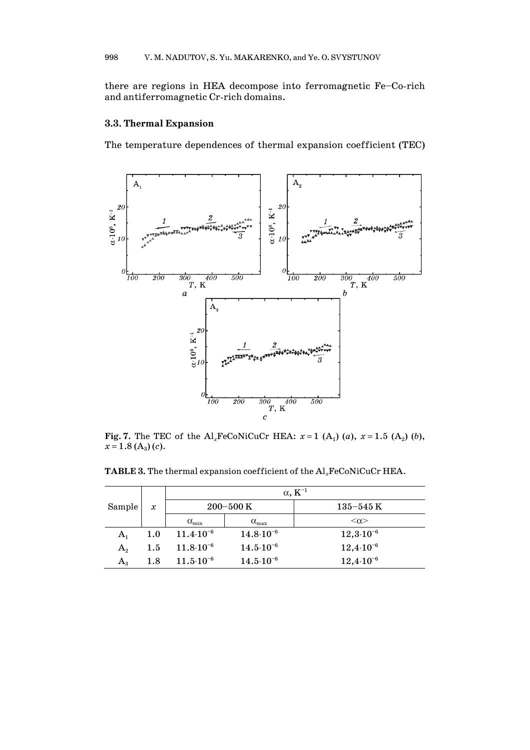there are regions in HEA decompose into ferromagnetic Fe–Co-rich and antiferromagnetic Cr-rich domains.

### 3.3. Thermal Expansion

The temperature dependences of thermal expansion coefficient (TEC)

**Fig. 7.** The TEC of the $Al_x$FeCoNiCuCr HEA: $x = 1$ ($A_1$) (*a*), $x = 1.5$ ($A_2$) (*b*), $x = 1.8$ ($A_3$) (*c*).

**TABLE 3.** The thermal expansion coefficient of the $Al_x$FeCoNiCuCr HEA.

| Sample | $x$ | $\alpha$, $K^{-1}$ | | |
|---|---|---|---|---|
| | | 200–500 K | | 135–545 K |
| | | $\alpha_{min}$ | $\alpha_{max}$ | $<\alpha>$ |
| $A_1$ | 1.0 | $11.4\cdot10^{-6}$ | $14.8\cdot10^{-6}$ | $12,3\cdot10^{-6}$ |
| $A_2$ | 1.5 | $11.8\cdot10^{-6}$ | $14.5\cdot10^{-6}$ | $12,4\cdot10^{-6}$ |
| $A_3$ | 1.8 | $11.5\cdot10^{-6}$ | $14.5\cdot10^{-6}$ | $12,4\cdot10^{-6}$ |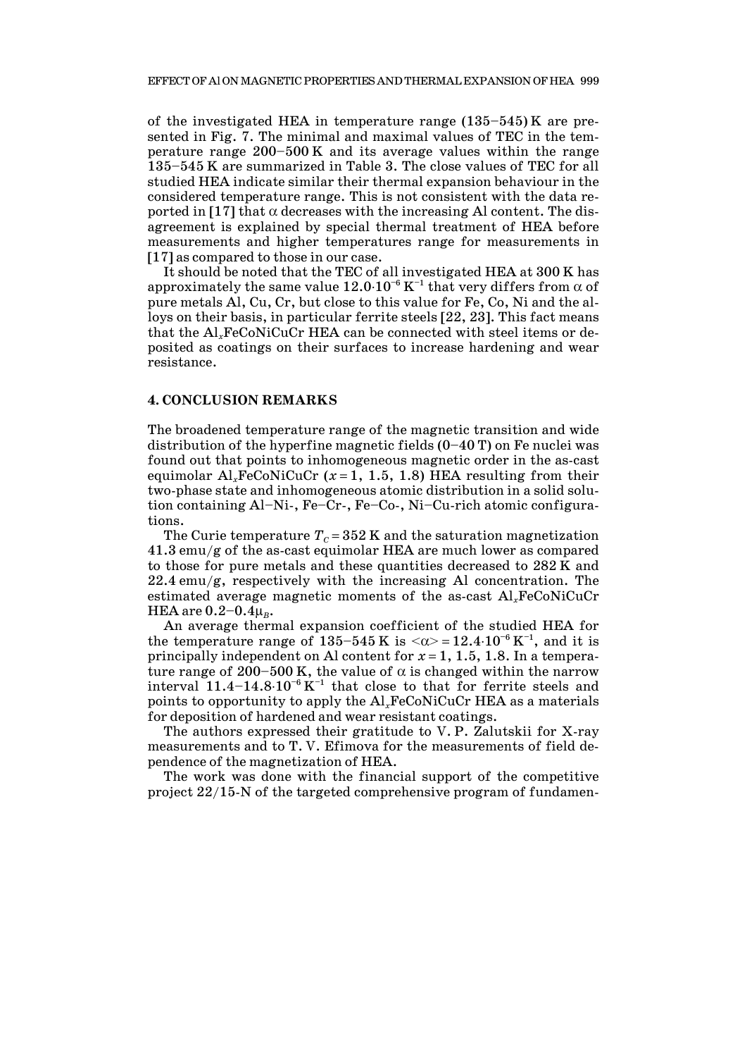of the investigated HEA in temperature range (135–545) K are presented in Fig. 7. The minimal and maximal values of TEC in the temperature range 200–500 K and its average values within the range 135–545 K are summarized in Table 3. The close values of TEC for all studied HEA indicate similar their thermal expansion behaviour in the considered temperature range. This is not consistent with the data reported in [17] that $\alpha$ decreases with the increasing Al content. The disagreement is explained by special thermal treatment of HEA before measurements and higher temperatures range for measurements in [17] as compared to those in our case.

It should be noted that the TEC of all investigated HEA at 300 K has approximately the same value $12.0 \cdot 10^{-6}$ K$^{-1}$ that very differs from $\alpha$ of pure metals Al, Cu, Cr, but close to this value for Fe, Co, Ni and the alloys on their basis, in particular ferrite steels [22, 23]. This fact means that the $Al_x$FeCoNiCuCr HEA can be connected with steel items or deposited as coatings on their surfaces to increase hardening and wear resistance.

## 4. CONCLUSION REMARKS

The broadened temperature range of the magnetic transition and wide distribution of the hyperfine magnetic fields (0–40 T) on Fe nuclei was found out that points to inhomogeneous magnetic order in the as-cast equimolar $Al_x$FeCoNiCuCr ($x = 1$, 1.5, 1.8) HEA resulting from their two-phase state and inhomogeneous atomic distribution in a solid solution containing Al–Ni-, Fe–Cr-, Fe–Co-, Ni–Cu-rich atomic configurations.

The Curie temperature $T_C = 352$ K and the saturation magnetization 41.3 emu/g of the as-cast equimolar HEA are much lower as compared to those for pure metals and these quantities decreased to 282 K and 22.4 emu/g, respectively with the increasing Al concentration. The estimated average magnetic moments of the as-cast $Al_x$FeCoNiCuCr HEA are $0.2$–$0.4\mu_B$.

An average thermal expansion coefficient of the studied HEA for the temperature range of 135–545 K is $\langle\alpha\rangle = 12.4 \cdot 10^{-6}$ K$^{-1}$, and it is principally independent on Al content for $x = 1$, 1.5, 1.8. In a temperature range of 200–500 K, the value of $\alpha$ is changed within the narrow interval $11.4$–$14.8 \cdot 10^{-6}$ K$^{-1}$ that close to that for ferrite steels and points to opportunity to apply the $Al_x$FeCoNiCuCr HEA as a materials for deposition of hardened and wear resistant coatings.

The authors expressed their gratitude to V. P. Zalutskii for X-ray measurements and to T. V. Efimova for the measurements of field dependence of the magnetization of HEA.

The work was done with the financial support of the competitive project 22/15-N of the targeted comprehensive program of fundamen-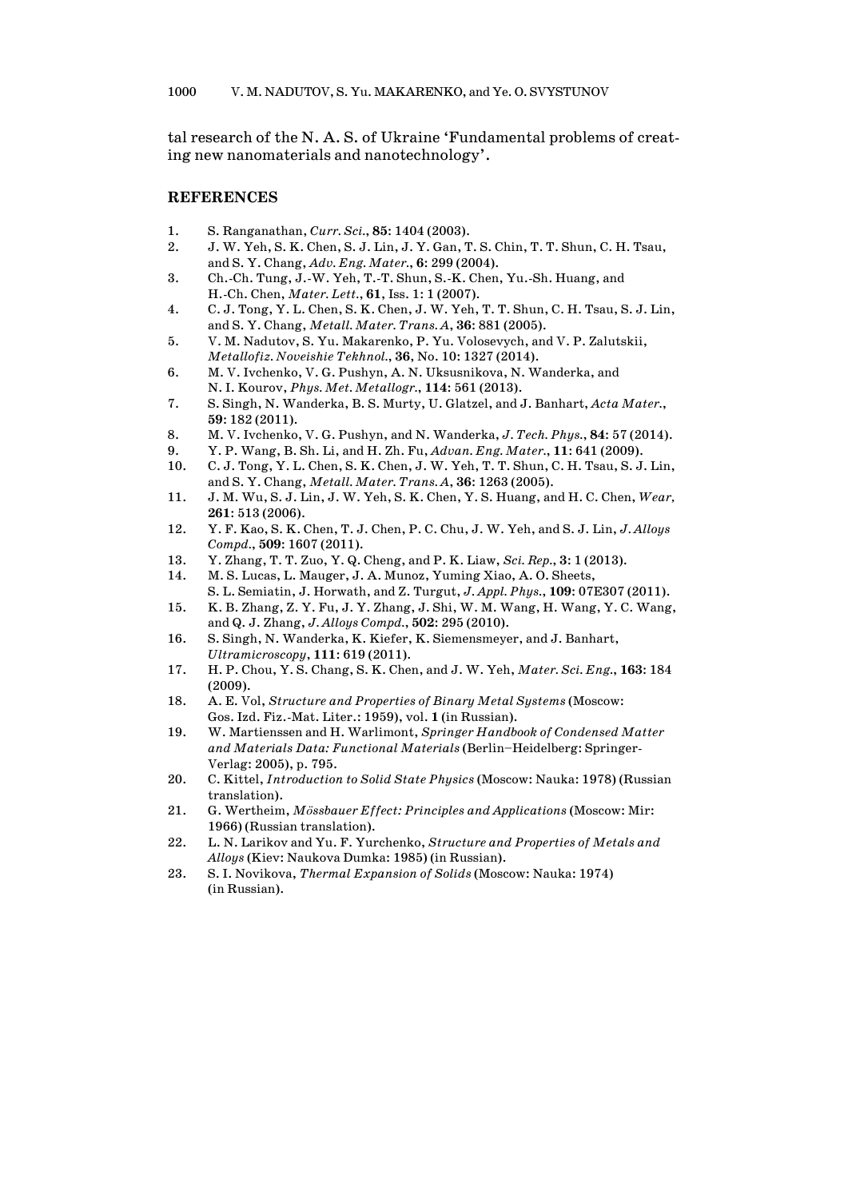tal research of the N. A. S. of Ukraine 'Fundamental problems of creating new nanomaterials and nanotechnology'.

## REFERENCES

1. S. Ranganathan, *Curr. Sci.*, **85**: 1404 (2003).
2. J. W. Yeh, S. K. Chen, S. J. Lin, J. Y. Gan, T. S. Chin, T. T. Shun, C. H. Tsau, and S. Y. Chang, *Adv. Eng. Mater.*, **6**: 299 (2004).
3. Ch.-Ch. Tung, J.-W. Yeh, T.-T. Shun, S.-K. Chen, Yu.-Sh. Huang, and H.-Ch. Chen, *Mater. Lett.*, **61**, Iss. 1: 1 (2007).
4. C. J. Tong, Y. L. Chen, S. K. Chen, J. W. Yeh, T. T. Shun, C. H. Tsau, S. J. Lin, and S. Y. Chang, *Metall. Mater. Trans. A*, **36**: 881 (2005).
5. V. M. Nadutov, S. Yu. Makarenko, P. Yu. Volosevych, and V. P. Zalutskii, *Metallofiz. Noveishie Tekhnol.*, **36**, No. 10: 1327 (2014).
6. M. V. Ivchenko, V. G. Pushyn, A. N. Uksusnikova, N. Wanderka, and N. I. Kourov, *Phys. Met. Metallogr.*, **114**: 561 (2013).
7. S. Singh, N. Wanderka, B. S. Murty, U. Glatzel, and J. Banhart, *Acta Mater.*, **59**: 182 (2011).
8. M. V. Ivchenko, V. G. Pushyn, and N. Wanderka, *J. Tech. Phys.*, **84**: 57 (2014).
9. Y. P. Wang, B. Sh. Li, and H. Zh. Fu, *Advan. Eng. Mater.*, **11**: 641 (2009).
10. C. J. Tong, Y. L. Chen, S. K. Chen, J. W. Yeh, T. T. Shun, C. H. Tsau, S. J. Lin, and S. Y. Chang, *Metall. Mater. Trans. A*, **36**: 1263 (2005).
11. J. M. Wu, S. J. Lin, J. W. Yeh, S. K. Chen, Y. S. Huang, and H. C. Chen, *Wear*, **261**: 513 (2006).
12. Y. F. Kao, S. K. Chen, T. J. Chen, P. C. Chu, J. W. Yeh, and S. J. Lin, *J. Alloys Compd.*, **509**: 1607 (2011).
13. Y. Zhang, T. T. Zuo, Y. Q. Cheng, and P. K. Liaw, *Sci. Rep.*, **3**: 1 (2013).
14. M. S. Lucas, L. Mauger, J. A. Munoz, Yuming Xiao, A. O. Sheets, S. L. Semiatin, J. Horwath, and Z. Turgut, *J. Appl. Phys.*, **109**: 07E307 (2011).
15. K. B. Zhang, Z. Y. Fu, J. Y. Zhang, J. Shi, W. M. Wang, H. Wang, Y. C. Wang, and Q. J. Zhang, *J. Alloys Compd.*, **502**: 295 (2010).
16. S. Singh, N. Wanderka, K. Kiefer, K. Siemensmeyer, and J. Banhart, *Ultramicroscopy*, **111**: 619 (2011).
17. H. P. Chou, Y. S. Chang, S. K. Chen, and J. W. Yeh, *Mater. Sci. Eng.*, **163**: 184 (2009).
18. A. E. Vol, *Structure and Properties of Binary Metal Systems* (Moscow: Gos. Izd. Fiz.-Mat. Liter.: 1959), vol. **1** (in Russian).
19. W. Martienssen and H. Warlimont, *Springer Handbook of Condensed Matter and Materials Data: Functional Materials* (Berlin–Heidelberg: Springer-Verlag: 2005), p. 795.
20. C. Kittel, *Introduction to Solid State Physics* (Moscow: Nauka: 1978) (Russian translation).
21. G. Wertheim, *Mössbauer Effect: Principles and Applications* (Moscow: Mir: 1966) (Russian translation).
22. L. N. Larikov and Yu. F. Yurchenko, *Structure and Properties of Metals and Alloys* (Kiev: Naukova Dumka: 1985) (in Russian).
23. S. I. Novikova, *Thermal Expansion of Solids* (Moscow: Nauka: 1974) (in Russian).